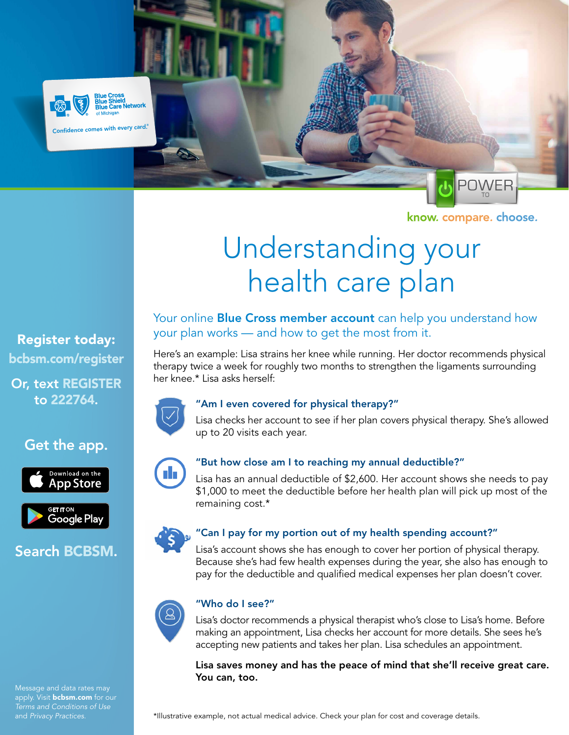Blue Cross Blue Shield Blue Care Network of Michigan

Confidence comes with every card.®

POWER TO

know. compare. choose.

# Understanding your health care plan

Your online **Blue Cross member account** can help you understand how your plan works — and how to get the most from it.

Here's an example: Lisa strains her knee while running. Her doctor recommends physical therapy twice a week for roughly two months to strengthen the ligaments surrounding her knee.* Lisa asks herself:

### "Am I even covered for physical therapy?"

Lisa checks her account to see if her plan covers physical therapy. She's allowed up to 20 visits each year.

### "But how close am I to reaching my annual deductible?"

Lisa has an annual deductible of $2,600. Her account shows she needs to pay $1,000 to meet the deductible before her health plan will pick up most of the remaining cost.*

### "Can I pay for my portion out of my health spending account?"

Lisa's account shows she has enough to cover her portion of physical therapy. Because she's had few health expenses during the year, she also has enough to pay for the deductible and qualified medical expenses her plan doesn't cover.

### "Who do I see?"

Lisa's doctor recommends a physical therapist who's close to Lisa's home. Before making an appointment, Lisa checks her account for more details. She sees he's accepting new patients and takes her plan. Lisa schedules an appointment.

**Lisa saves money and has the peace of mind that she'll receive great care. You can, too.**

*Illustrative example, not actual medical advice. Check your plan for cost and coverage details.

**Register today: bcbsm.com/register**

**Or, text REGISTER to 222764.**

**Get the app.**

Download on the App Store

GET IT ON Google Play

**Search BCBSM.**

Message and data rates may apply. Visit **bcbsm.com** for our *Terms and Conditions of Use* and *Privacy Practices.*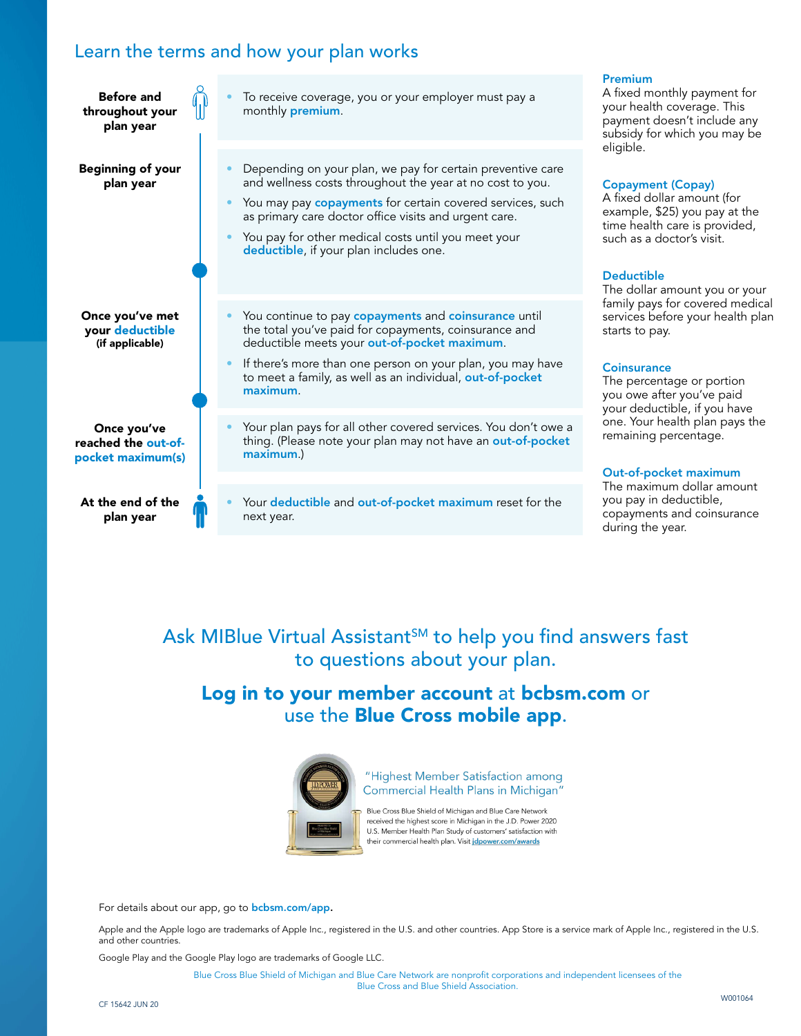## Learn the terms and how your plan works

**Before and throughout your plan year**

- To receive coverage, you or your employer must pay a monthly **premium**.

**Beginning of your plan year**

- Depending on your plan, we pay for certain preventive care and wellness costs throughout the year at no cost to you.
- You may pay **copayments** for certain covered services, such as primary care doctor office visits and urgent care.
- You pay for other medical costs until you meet your **deductible**, if your plan includes one.

**Once you've met your deductible (if applicable)**

- You continue to pay **copayments** and **coinsurance** until the total you've paid for copayments, coinsurance and deductible meets your **out-of-pocket maximum**.
- If there's more than one person on your plan, you may have to meet a family, as well as an individual, **out-of-pocket maximum**.

**Once you've reached the out-of-pocket maximum(s)**

- Your plan pays for all other covered services. You don't owe a thing. (Please note your plan may not have an **out-of-pocket maximum**.)

**At the end of the plan year**

- Your **deductible** and **out-of-pocket maximum** reset for the next year.

**Premium**
A fixed monthly payment for your health coverage. This payment doesn't include any subsidy for which you may be eligible.

**Copayment (Copay)**
A fixed dollar amount (for example, $25) you pay at the time health care is provided, such as a doctor's visit.

**Deductible**
The dollar amount you or your family pays for covered medical services before your health plan starts to pay.

**Coinsurance**
The percentage or portion you owe after you've paid your deductible, if you have one. Your health plan pays the remaining percentage.

**Out-of-pocket maximum**
The maximum dollar amount you pay in deductible, copayments and coinsurance during the year.

## Ask MIBlue Virtual Assistant[SM] to help you find answers fast to questions about your plan.

## **Log in to your member account** at **bcbsm.com** or use the **Blue Cross mobile app**.

"Highest Member Satisfaction among Commercial Health Plans in Michigan"

Blue Cross Blue Shield of Michigan and Blue Care Network received the highest score in Michigan in the J.D. Power 2020 U.S. Member Health Plan Study of customers' satisfaction with their commercial health plan. Visit jdpower.com/awards

For details about our app, go to **bcbsm.com/app**.

Apple and the Apple logo are trademarks of Apple Inc., registered in the U.S. and other countries. App Store is a service mark of Apple Inc., registered in the U.S. and other countries.

Google Play and the Google Play logo are trademarks of Google LLC.

Blue Cross Blue Shield of Michigan and Blue Care Network are nonprofit corporations and independent licensees of the Blue Cross and Blue Shield Association.

CF 15642 JUN 20

W001064